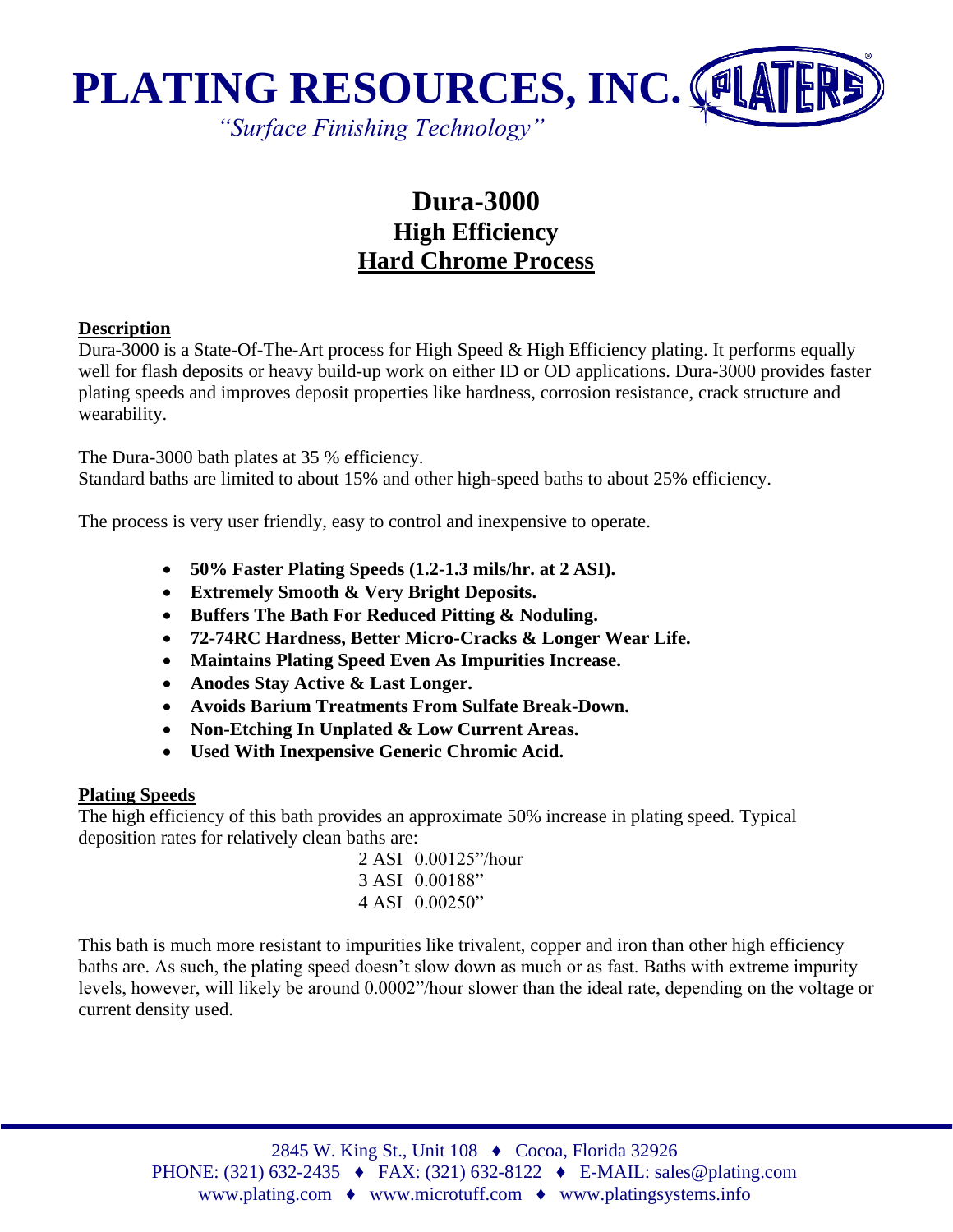# PLATING RESOURCES, INC.

*"Surface Finishing Technology"*

## Dura-3000
## High Efficiency
## Hard Chrome Process

**Description**

Dura-3000 is a State-Of-The-Art process for High Speed & High Efficiency plating. It performs equally well for flash deposits or heavy build-up work on either ID or OD applications. Dura-3000 provides faster plating speeds and improves deposit properties like hardness, corrosion resistance, crack structure and wearability.

The Dura-3000 bath plates at 35 % efficiency.
Standard baths are limited to about 15% and other high-speed baths to about 25% efficiency.

The process is very user friendly, easy to control and inexpensive to operate.

- **50% Faster Plating Speeds (1.2-1.3 mils/hr. at 2 ASI).**
- **Extremely Smooth & Very Bright Deposits.**
- **Buffers The Bath For Reduced Pitting & Noduling.**
- **72-74RC Hardness, Better Micro-Cracks & Longer Wear Life.**
- **Maintains Plating Speed Even As Impurities Increase.**
- **Anodes Stay Active & Last Longer.**
- **Avoids Barium Treatments From Sulfate Break-Down.**
- **Non-Etching In Unplated & Low Current Areas.**
- **Used With Inexpensive Generic Chromic Acid.**

**Plating Speeds**

The high efficiency of this bath provides an approximate 50% increase in plating speed. Typical deposition rates for relatively clean baths are:

2 ASI 0.00125"/hour
3 ASI 0.00188"
4 ASI 0.00250"

This bath is much more resistant to impurities like trivalent, copper and iron than other high efficiency baths are. As such, the plating speed doesn't slow down as much or as fast. Baths with extreme impurity levels, however, will likely be around 0.0002"/hour slower than the ideal rate, depending on the voltage or current density used.

2845 W. King St., Unit 108 ♦ Cocoa, Florida 32926
PHONE: (321) 632-2435 ♦ FAX: (321) 632-8122 ♦ E-MAIL: sales@plating.com
www.plating.com ♦ www.microtuff.com ♦ www.platingsystems.info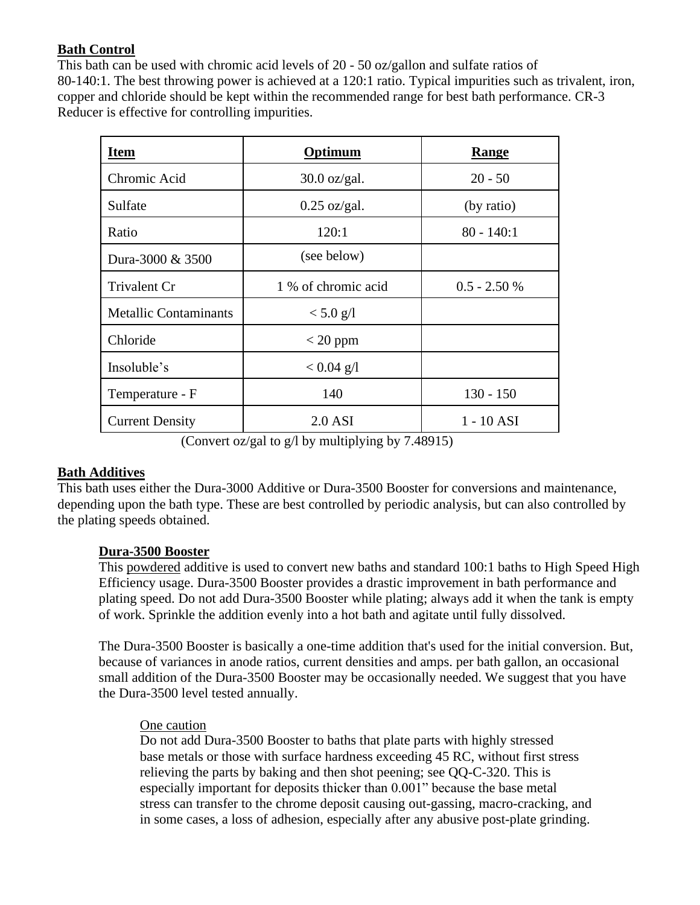**Bath Control**

This bath can be used with chromic acid levels of 20 - 50 oz/gallon and sulfate ratios of 80-140:1. The best throwing power is achieved at a 120:1 ratio. Typical impurities such as trivalent, iron, copper and chloride should be kept within the recommended range for best bath performance. CR-3 Reducer is effective for controlling impurities.

| **Item** | **Optimum** | **Range** |
|---|---|---|
| Chromic Acid | 30.0 oz/gal. | 20 - 50 |
| Sulfate | 0.25 oz/gal. | (by ratio) |
| Ratio | 120:1 | 80 - 140:1 |
| Dura-3000 & 3500 | (see below) | |
| Trivalent Cr | 1 % of chromic acid | 0.5 - 2.50 % |
| Metallic Contaminants | < 5.0 g/l | |
| Chloride | < 20 ppm | |
| Insoluble's | < 0.04 g/l | |
| Temperature - F | 140 | 130 - 150 |
| Current Density | 2.0 ASI | 1 - 10 ASI |

(Convert oz/gal to g/l by multiplying by 7.48915)

**Bath Additives**

This bath uses either the Dura-3000 Additive or Dura-3500 Booster for conversions and maintenance, depending upon the bath type. These are best controlled by periodic analysis, but can also controlled by the plating speeds obtained.

**Dura-3500 Booster**

This powdered additive is used to convert new baths and standard 100:1 baths to High Speed High Efficiency usage. Dura-3500 Booster provides a drastic improvement in bath performance and plating speed. Do not add Dura-3500 Booster while plating; always add it when the tank is empty of work. Sprinkle the addition evenly into a hot bath and agitate until fully dissolved.

The Dura-3500 Booster is basically a one-time addition that's used for the initial conversion. But, because of variances in anode ratios, current densities and amps. per bath gallon, an occasional small addition of the Dura-3500 Booster may be occasionally needed. We suggest that you have the Dura-3500 level tested annually.

One caution

Do not add Dura-3500 Booster to baths that plate parts with highly stressed base metals or those with surface hardness exceeding 45 RC, without first stress relieving the parts by baking and then shot peening; see QQ-C-320. This is especially important for deposits thicker than 0.001" because the base metal stress can transfer to the chrome deposit causing out-gassing, macro-cracking, and in some cases, a loss of adhesion, especially after any abusive post-plate grinding.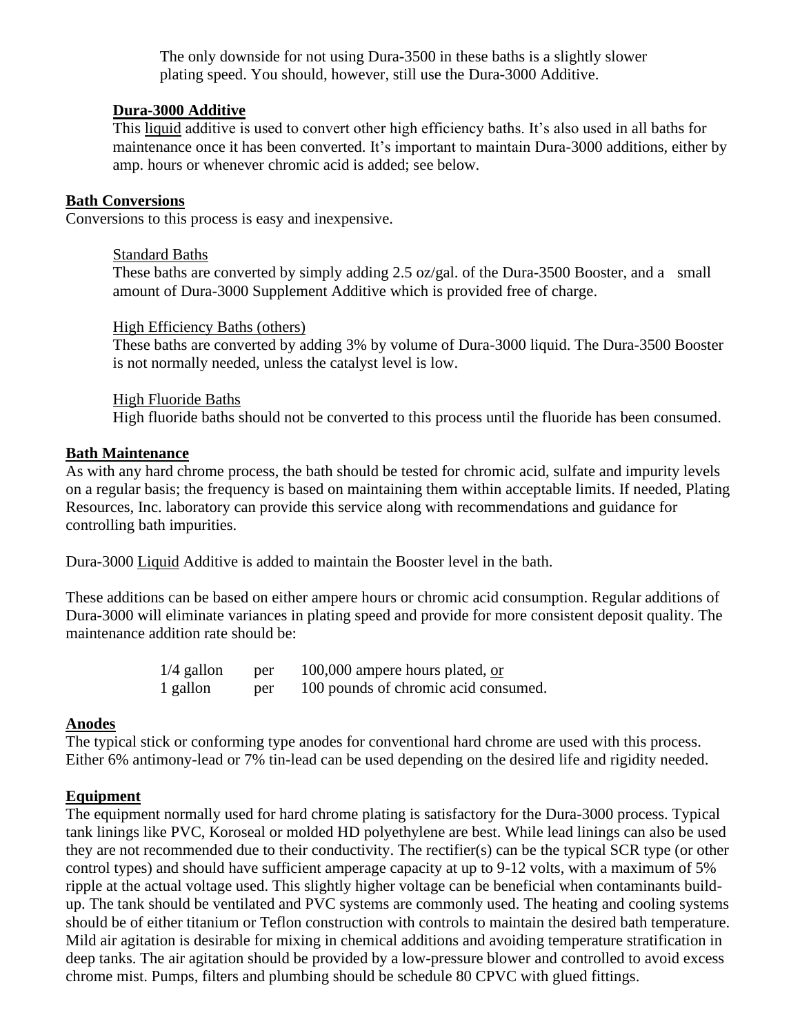The only downside for not using Dura-3500 in these baths is a slightly slower plating speed. You should, however, still use the Dura-3000 Additive.

**Dura-3000 Additive**

This liquid additive is used to convert other high efficiency baths. It's also used in all baths for maintenance once it has been converted. It's important to maintain Dura-3000 additions, either by amp. hours or whenever chromic acid is added; see below.

## Bath Conversions

Conversions to this process is easy and inexpensive.

Standard Baths

These baths are converted by simply adding 2.5 oz/gal. of the Dura-3500 Booster, and a small amount of Dura-3000 Supplement Additive which is provided free of charge.

High Efficiency Baths (others)

These baths are converted by adding 3% by volume of Dura-3000 liquid. The Dura-3500 Booster is not normally needed, unless the catalyst level is low.

High Fluoride Baths

High fluoride baths should not be converted to this process until the fluoride has been consumed.

## Bath Maintenance

As with any hard chrome process, the bath should be tested for chromic acid, sulfate and impurity levels on a regular basis; the frequency is based on maintaining them within acceptable limits. If needed, Plating Resources, Inc. laboratory can provide this service along with recommendations and guidance for controlling bath impurities.

Dura-3000 Liquid Additive is added to maintain the Booster level in the bath.

These additions can be based on either ampere hours or chromic acid consumption. Regular additions of Dura-3000 will eliminate variances in plating speed and provide for more consistent deposit quality. The maintenance addition rate should be:

| | | |
|---|---|---|
| 1/4 gallon | per | 100,000 ampere hours plated, or |
| 1 gallon | per | 100 pounds of chromic acid consumed. |

## Anodes

The typical stick or conforming type anodes for conventional hard chrome are used with this process. Either 6% antimony-lead or 7% tin-lead can be used depending on the desired life and rigidity needed.

## Equipment

The equipment normally used for hard chrome plating is satisfactory for the Dura-3000 process. Typical tank linings like PVC, Koroseal or molded HD polyethylene are best. While lead linings can also be used they are not recommended due to their conductivity. The rectifier(s) can be the typical SCR type (or other control types) and should have sufficient amperage capacity at up to 9-12 volts, with a maximum of 5% ripple at the actual voltage used. This slightly higher voltage can be beneficial when contaminants build-up. The tank should be ventilated and PVC systems are commonly used. The heating and cooling systems should be of either titanium or Teflon construction with controls to maintain the desired bath temperature. Mild air agitation is desirable for mixing in chemical additions and avoiding temperature stratification in deep tanks. The air agitation should be provided by a low-pressure blower and controlled to avoid excess chrome mist. Pumps, filters and plumbing should be schedule 80 CPVC with glued fittings.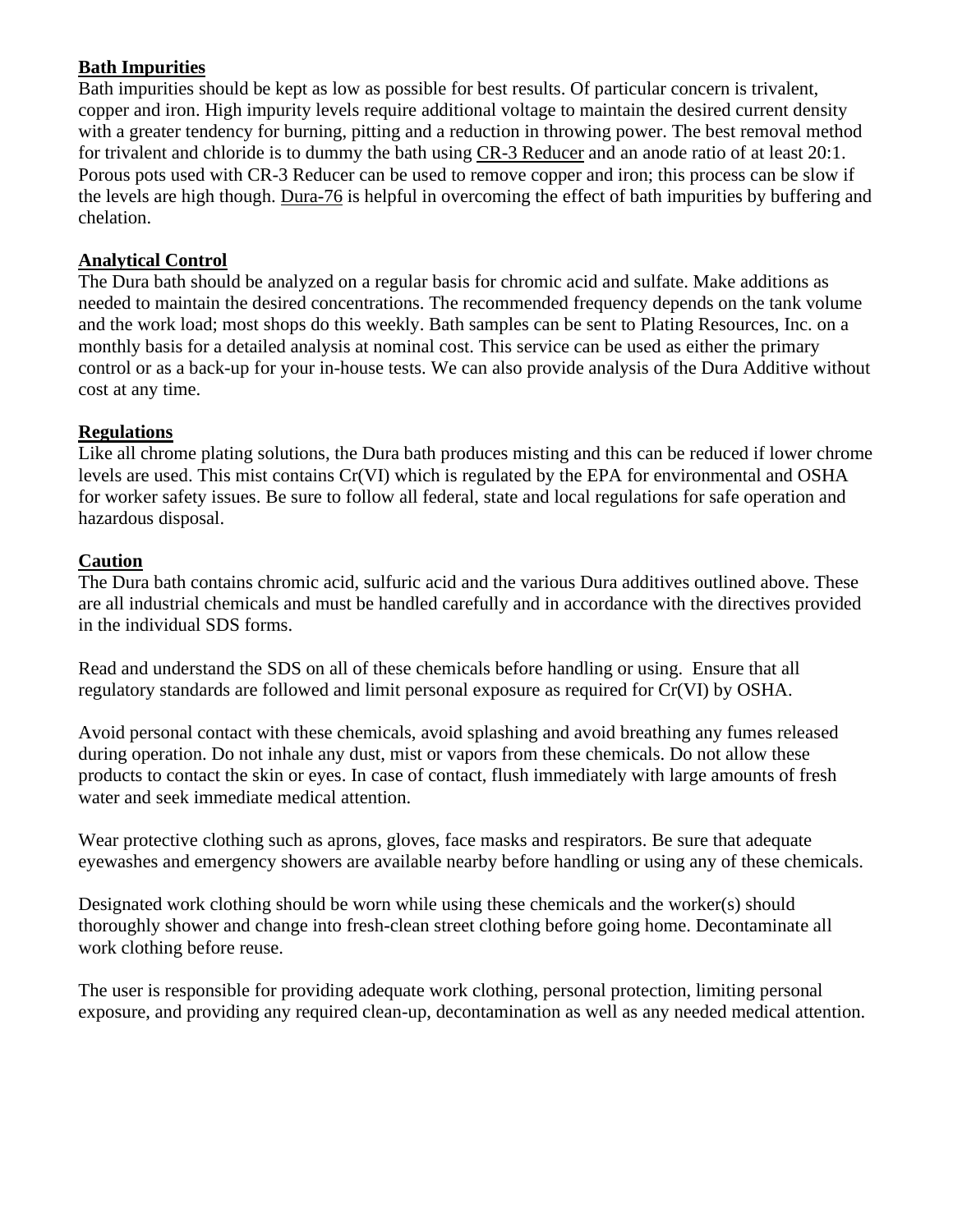## Bath Impurities

Bath impurities should be kept as low as possible for best results. Of particular concern is trivalent, copper and iron. High impurity levels require additional voltage to maintain the desired current density with a greater tendency for burning, pitting and a reduction in throwing power. The best removal method for trivalent and chloride is to dummy the bath using CR-3 Reducer and an anode ratio of at least 20:1. Porous pots used with CR-3 Reducer can be used to remove copper and iron; this process can be slow if the levels are high though. Dura-76 is helpful in overcoming the effect of bath impurities by buffering and chelation.

## Analytical Control

The Dura bath should be analyzed on a regular basis for chromic acid and sulfate. Make additions as needed to maintain the desired concentrations. The recommended frequency depends on the tank volume and the work load; most shops do this weekly. Bath samples can be sent to Plating Resources, Inc. on a monthly basis for a detailed analysis at nominal cost. This service can be used as either the primary control or as a back-up for your in-house tests. We can also provide analysis of the Dura Additive without cost at any time.

## Regulations

Like all chrome plating solutions, the Dura bath produces misting and this can be reduced if lower chrome levels are used. This mist contains Cr(VI) which is regulated by the EPA for environmental and OSHA for worker safety issues. Be sure to follow all federal, state and local regulations for safe operation and hazardous disposal.

## Caution

The Dura bath contains chromic acid, sulfuric acid and the various Dura additives outlined above. These are all industrial chemicals and must be handled carefully and in accordance with the directives provided in the individual SDS forms.

Read and understand the SDS on all of these chemicals before handling or using. Ensure that all regulatory standards are followed and limit personal exposure as required for Cr(VI) by OSHA.

Avoid personal contact with these chemicals, avoid splashing and avoid breathing any fumes released during operation. Do not inhale any dust, mist or vapors from these chemicals. Do not allow these products to contact the skin or eyes. In case of contact, flush immediately with large amounts of fresh water and seek immediate medical attention.

Wear protective clothing such as aprons, gloves, face masks and respirators. Be sure that adequate eyewashes and emergency showers are available nearby before handling or using any of these chemicals.

Designated work clothing should be worn while using these chemicals and the worker(s) should thoroughly shower and change into fresh-clean street clothing before going home. Decontaminate all work clothing before reuse.

The user is responsible for providing adequate work clothing, personal protection, limiting personal exposure, and providing any required clean-up, decontamination as well as any needed medical attention.